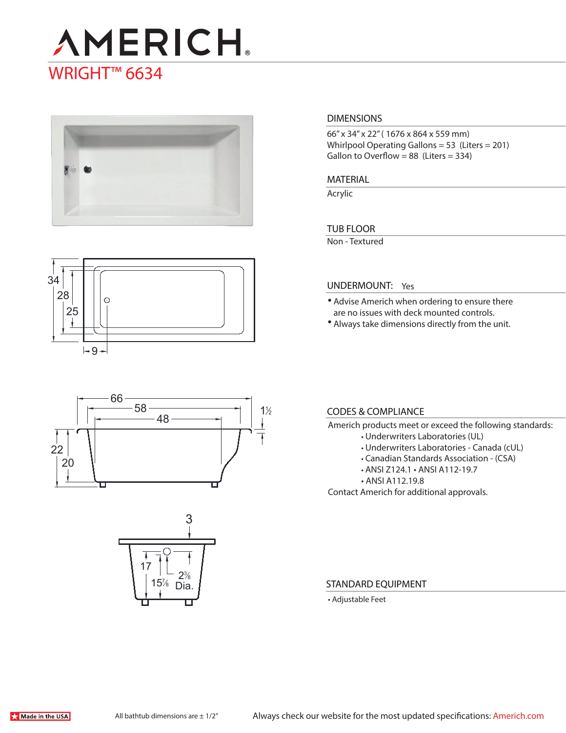# AMERICH

## WRIGHT™ 6634

### DIMENSIONS

66" x 34" x 22" ( 1676 x 864 x 559 mm)
Whirlpool Operating Gallons = 53 (Liters = 201)
Gallon to Overflow = 88 (Liters = 334)

### MATERIAL

Acrylic

### TUB FLOOR

Non - Textured

### UNDERMOUNT: Yes

- Advise Americh when ordering to ensure there are no issues with deck mounted controls.
- Always take dimensions directly from the unit.

### CODES & COMPLIANCE

Americh products meet or exceed the following standards:

- Underwriters Laboratories (UL)
- Underwriters Laboratories - Canada (cUL)
- Canadian Standards Association - (CSA)
- ANSI Z124.1 • ANSI A112-19.7
- ANSI A112.19.8

Contact Americh for additional approvals.

### STANDARD EQUIPMENT

- Adjustable Feet

Made in the USA

All bathtub dimensions are ± 1/2"

Always check our website for the most updated specifications: Americh.com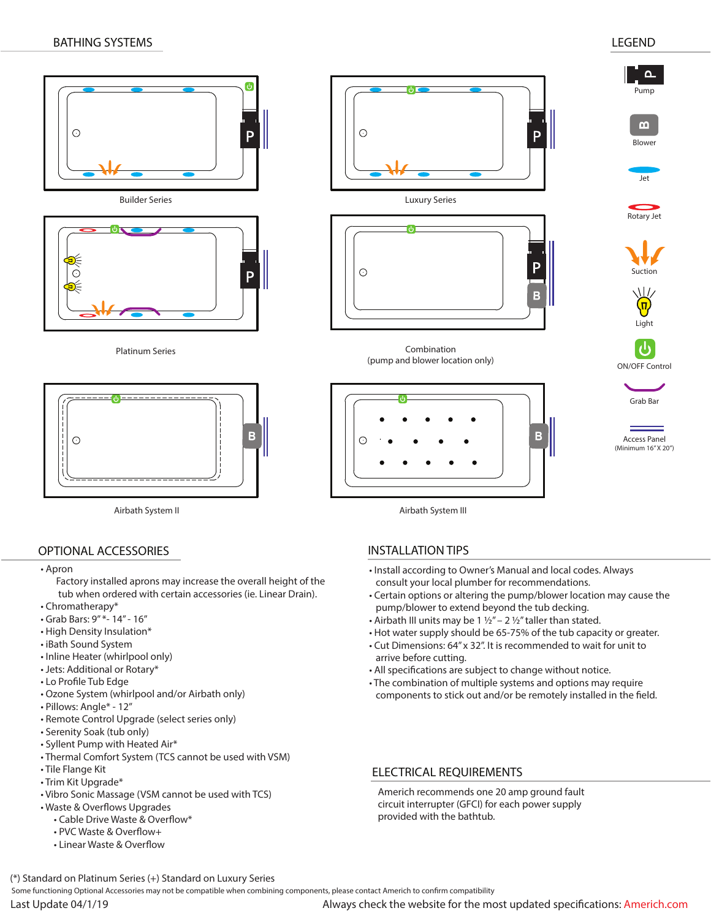## BATHING SYSTEMS

P

Builder Series

P

Luxury Series

P

Platinum Series

P

B

Combination
(pump and blower location only)

B

Airbath System II

B

Airbath System III

## LEGEND

Pump

Blower

Jet

Rotary Jet

Suction

Light

ON/OFF Control

Grab Bar

Access Panel
(Minimum 16" X 20")

## OPTIONAL ACCESSORIES

- Apron
  Factory installed aprons may increase the overall height of the tub when ordered with certain accessories (ie. Linear Drain).
- Chromatherapy*
- Grab Bars: 9"*- 14" - 16"
- High Density Insulation*
- iBath Sound System
- Inline Heater (whirlpool only)
- Jets: Additional or Rotary*
- Lo Profile Tub Edge
- Ozone System (whirlpool and/or Airbath only)
- Pillows: Angle* - 12"
- Remote Control Upgrade (select series only)
- Serenity Soak (tub only)
- Syllent Pump with Heated Air*
- Thermal Comfort System (TCS cannot be used with VSM)
- Tile Flange Kit
- Trim Kit Upgrade*
- Vibro Sonic Massage (VSM cannot be used with TCS)
- Waste & Overflows Upgrades
  - Cable Drive Waste & Overflow*
  - PVC Waste & Overflow+
  - Linear Waste & Overflow

## INSTALLATION TIPS

- Install according to Owner's Manual and local codes. Always consult your local plumber for recommendations.
- Certain options or altering the pump/blower location may cause the pump/blower to extend beyond the tub decking.
- Airbath III units may be 1 ½" – 2 ½" taller than stated.
- Hot water supply should be 65-75% of the tub capacity or greater.
- Cut Dimensions: 64" x 32". It is recommended to wait for unit to arrive before cutting.
- All specifications are subject to change without notice.
- The combination of multiple systems and options may require components to stick out and/or be remotely installed in the field.

## ELECTRICAL REQUIREMENTS

Americh recommends one 20 amp ground fault circuit interrupter (GFCI) for each power supply provided with the bathtub.

(*) Standard on Platinum Series (+) Standard on Luxury Series

Some functioning Optional Accessories may not be compatible when combining components, please contact Americh to confirm compatibility

Last Update 04/1/19

Always check the website for the most updated specifications: Americh.com